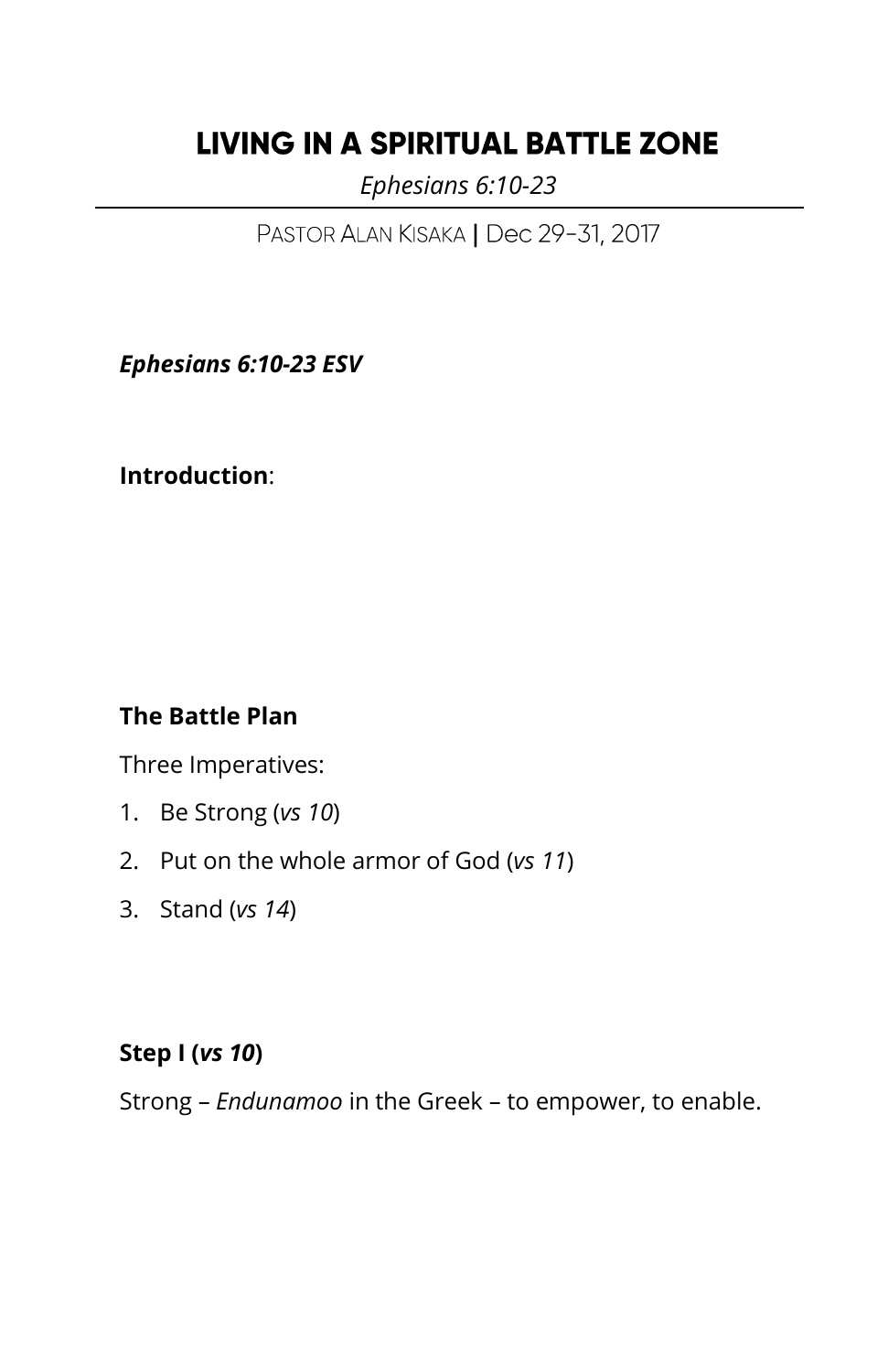# LIVING IN A SPIRITUAL BATTLE ZONE

*Ephesians 6:10-23*

PASTOR ALAN KISAKA | Dec 29-31, 2017

***Ephesians 6:10-23 ESV***

**Introduction**:

**The Battle Plan**

Three Imperatives:

1. Be Strong (*vs 10*)
2. Put on the whole armor of God (*vs 11*)
3. Stand (*vs 14*)

**Step I (*vs 10*)**

Strong – *Endunamoo* in the Greek – to empower, to enable.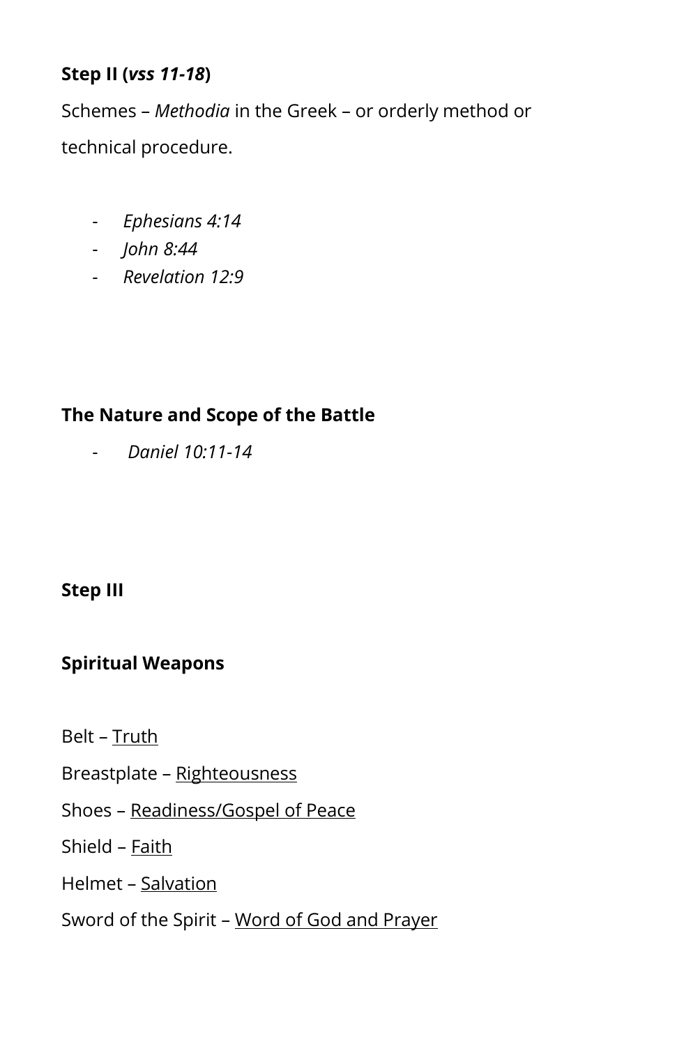**Step II (*vss 11-18*)**

Schemes – *Methodia* in the Greek – or orderly method or technical procedure.

- *Ephesians 4:14*
- *John 8:44*
- *Revelation 12:9*

**The Nature and Scope of the Battle**

- *Daniel 10:11-14*

**Step III**

**Spiritual Weapons**

Belt – <u>Truth</u>

Breastplate – <u>Righteousness</u>

Shoes – <u>Readiness/Gospel of Peace</u>

Shield – <u>Faith</u>

Helmet – <u>Salvation</u>

Sword of the Spirit – <u>Word of God and Prayer</u>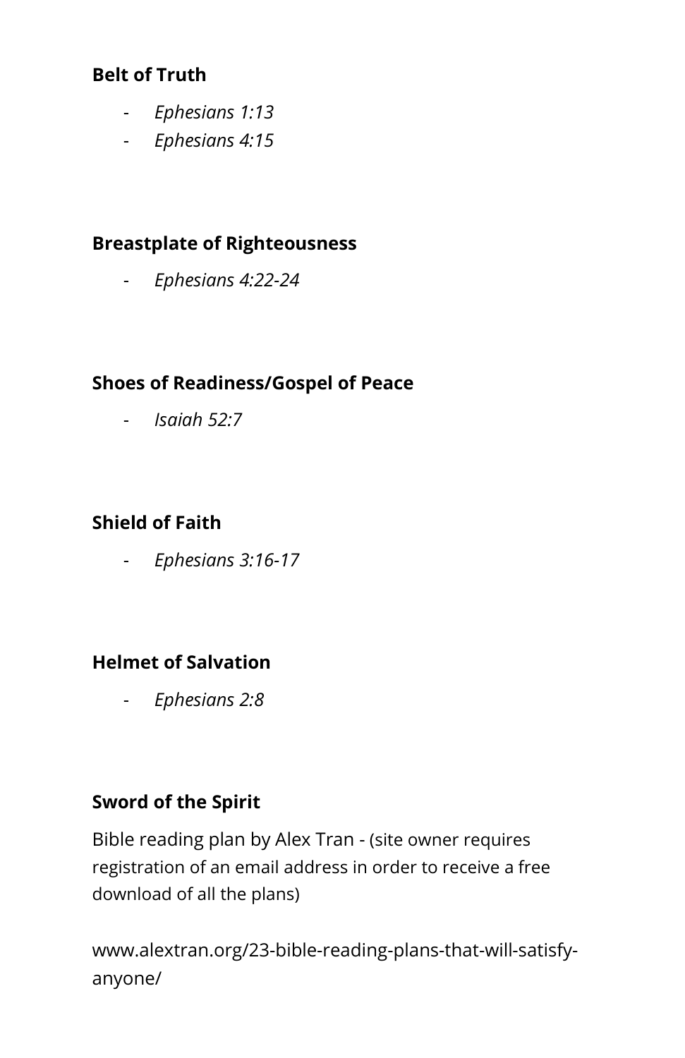**Belt of Truth**

- *Ephesians 1:13*
- *Ephesians 4:15*

**Breastplate of Righteousness**

- *Ephesians 4:22-24*

**Shoes of Readiness/Gospel of Peace**

- *Isaiah 52:7*

**Shield of Faith**

- *Ephesians 3:16-17*

**Helmet of Salvation**

- *Ephesians 2:8*

**Sword of the Spirit**

Bible reading plan by Alex Tran - (site owner requires registration of an email address in order to receive a free download of all the plans)

www.alextran.org/23-bible-reading-plans-that-will-satisfy-anyone/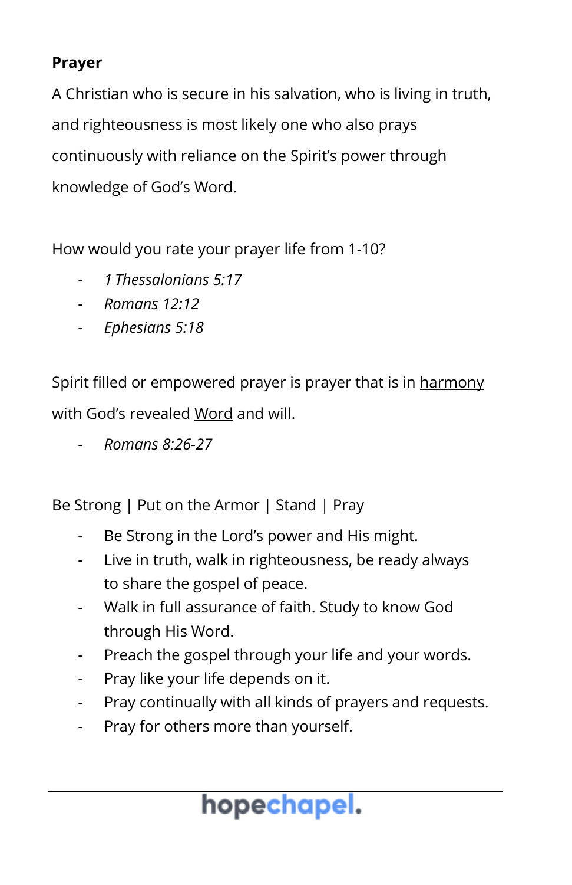**Prayer**

A Christian who is <u>secure</u> in his salvation, who is living in <u>truth</u>, and righteousness is most likely one who also <u>prays</u> continuously with reliance on the <u>Spirit's</u> power through knowledge of <u>God's</u> Word.

How would you rate your prayer life from 1-10?

- *1 Thessalonians 5:17*
- *Romans 12:12*
- *Ephesians 5:18*

Spirit filled or empowered prayer is prayer that is in <u>harmony</u> with God's revealed <u>Word</u> and will.

- *Romans 8:26-27*

Be Strong | Put on the Armor | Stand | Pray

- Be Strong in the Lord's power and His might.
- Live in truth, walk in righteousness, be ready always to share the gospel of peace.
- Walk in full assurance of faith. Study to know God through His Word.
- Preach the gospel through your life and your words.
- Pray like your life depends on it.
- Pray continually with all kinds of prayers and requests.
- Pray for others more than yourself.